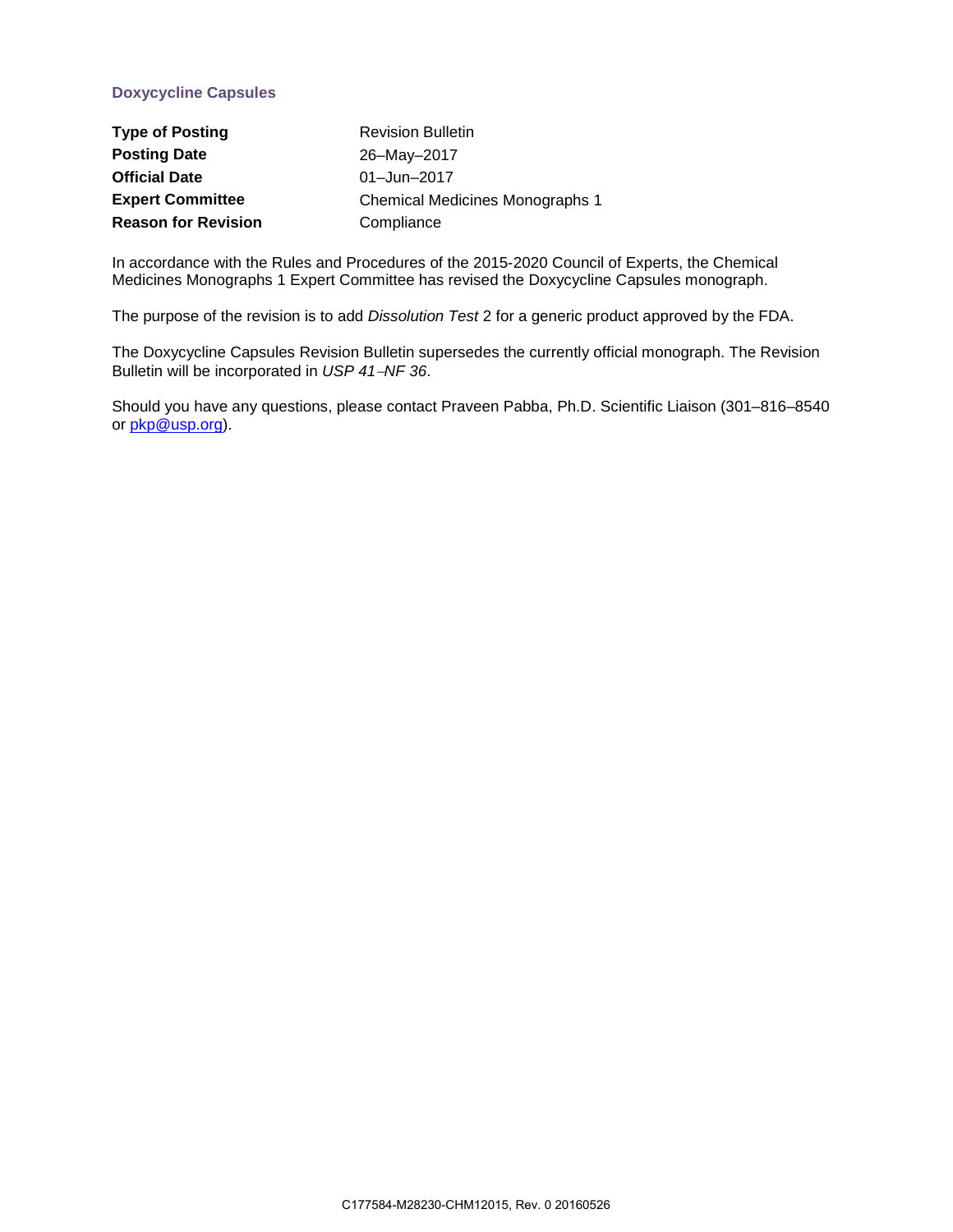## Doxycycline Capsules

| | |
|---|---|
| **Type of Posting** | Revision Bulletin |
| **Posting Date** | 26–May–2017 |
| **Official Date** | 01–Jun–2017 |
| **Expert Committee** | Chemical Medicines Monographs 1 |
| **Reason for Revision** | Compliance |

In accordance with the Rules and Procedures of the 2015-2020 Council of Experts, the Chemical Medicines Monographs 1 Expert Committee has revised the Doxycycline Capsules monograph.

The purpose of the revision is to add *Dissolution Test* 2 for a generic product approved by the FDA.

The Doxycycline Capsules Revision Bulletin supersedes the currently official monograph. The Revision Bulletin will be incorporated in *USP 41–NF 36*.

Should you have any questions, please contact Praveen Pabba, Ph.D. Scientific Liaison (301–816–8540 or pkp@usp.org).

C177584-M28230-CHM12015, Rev. 0 20160526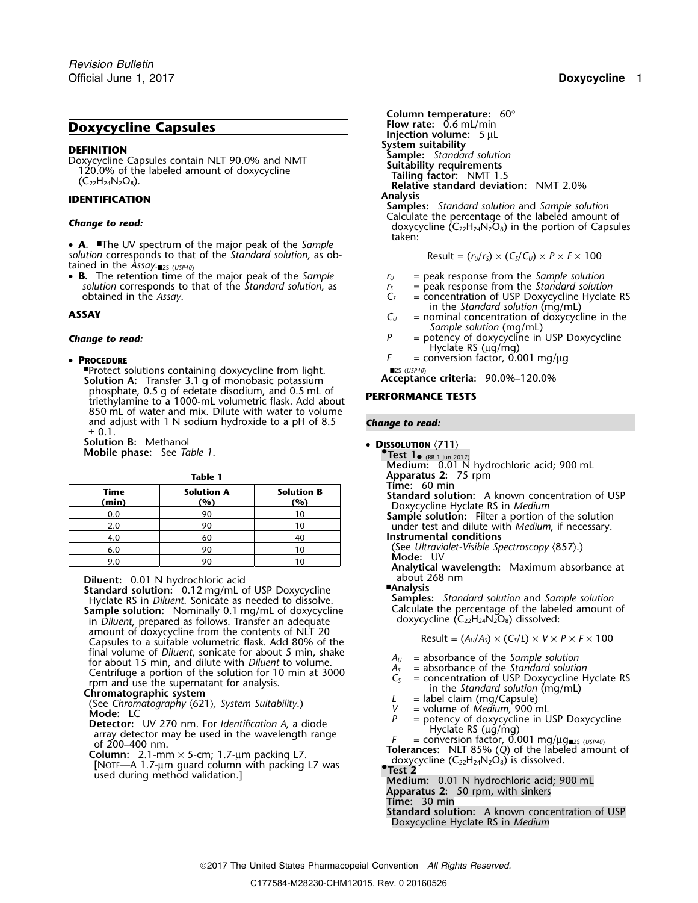## Doxycycline Capsules

**DEFINITION**

Doxycycline Capsules contain NLT 90.0% and NMT 120.0% of the labeled amount of doxycycline ($C_{22}H_{24}N_2O_8$).

**IDENTIFICATION**

***Change to read:***

- **A.** ■The UV spectrum of the major peak of the *Sample solution* corresponds to that of the *Standard solution*, as obtained in the *Assay*.■2S (USP40)
- **B.** The retention time of the major peak of the *Sample solution* corresponds to that of the *Standard solution*, as obtained in the *Assay*.

**ASSAY**

***Change to read:***

- **PROCEDURE**

■Protect solutions containing doxycycline from light.

**Solution A:** Transfer 3.1 g of monobasic potassium phosphate, 0.5 g of edetate disodium, and 0.5 mL of triethylamine to a 1000-mL volumetric flask. Add about 850 mL of water and mix. Dilute with water to volume and adjust with 1 N sodium hydroxide to a pH of 8.5 ± 0.1.

**Solution B:** Methanol

**Mobile phase:** See *Table 1*.

**Table 1**

| Time (min) | Solution A (%) | Solution B (%) |
|---|---|---|
| 0.0 | 90 | 10 |
| 2.0 | 90 | 10 |
| 4.0 | 60 | 40 |
| 6.0 | 90 | 10 |
| 9.0 | 90 | 10 |

**Diluent:** 0.01 N hydrochloric acid

**Standard solution:** 0.12 mg/mL of USP Doxycycline Hyclate RS in *Diluent*. Sonicate as needed to dissolve.

**Sample solution:** Nominally 0.1 mg/mL of doxycycline in *Diluent*, prepared as follows. Transfer an adequate amount of doxycycline from the contents of NLT 20 Capsules to a suitable volumetric flask. Add 80% of the final volume of *Diluent*, sonicate for about 5 min, shake for about 15 min, and dilute with *Diluent* to volume. Centrifuge a portion of the solution for 10 min at 3000 rpm and use the supernatant for analysis.

**Chromatographic system**

(See *Chromatography* ⟨621⟩, *System Suitability*.)

**Mode:** LC

**Detector:** UV 270 nm. For *Identification A*, a diode array detector may be used in the wavelength range of 200–400 nm.

**Column:** 2.1-mm × 5-cm; 1.7-µm packing L7.

[NOTE—A 1.7-µm guard column with packing L7 was used during method validation.]

**Column temperature:** 60°

**Flow rate:** 0.6 mL/min

**Injection volume:** 5 µL

**System suitability**

**Sample:** *Standard solution*

**Suitability requirements**

**Tailing factor:** NMT 1.5

**Relative standard deviation:** NMT 2.0%

**Analysis**

**Samples:** *Standard solution* and *Sample solution*

Calculate the percentage of the labeled amount of doxycycline ($C_{22}H_{24}N_2O_8$) in the portion of Capsules taken:

$$\text{Result} = (r_U/r_S) \times (C_S/C_U) \times P \times F \times 100$$

$r_U$ = peak response from the *Sample solution*

$r_S$ = peak response from the *Standard solution*

$C_S$ = concentration of USP Doxycycline Hyclate RS in the *Standard solution* (mg/mL)

$C_U$ = nominal concentration of doxycycline in the *Sample solution* (mg/mL)

$P$ = potency of doxycycline in USP Doxycycline Hyclate RS (µg/mg)

$F$ = conversion factor, 0.001 mg/µg

■2S (USP40)

**Acceptance criteria:** 90.0%–120.0%

**PERFORMANCE TESTS**

***Change to read:***

- **DISSOLUTION** ⟨711⟩

•**Test 1**• (RB 1-Jun-2017)

**Medium:** 0.01 N hydrochloric acid; 900 mL

**Apparatus 2:** 75 rpm

**Time:** 60 min

**Standard solution:** A known concentration of USP Doxycycline Hyclate RS in *Medium*

**Sample solution:** Filter a portion of the solution under test and dilute with *Medium*, if necessary.

**Instrumental conditions**

(See *Ultraviolet-Visible Spectroscopy* ⟨857⟩.)

**Mode:** UV

**Analytical wavelength:** Maximum absorbance at about 268 nm

■**Analysis**

**Samples:** *Standard solution* and *Sample solution*

Calculate the percentage of the labeled amount of doxycycline ($C_{22}H_{24}N_2O_8$) dissolved:

$$\text{Result} = (A_U/A_S) \times (C_S/L) \times V \times P \times F \times 100$$

$A_U$ = absorbance of the *Sample solution*

$A_S$ = absorbance of the *Standard solution*

$C_S$ = concentration of USP Doxycycline Hyclate RS in the *Standard solution* (mg/mL)

$L$ = label claim (mg/Capsule)

$V$ = volume of *Medium*, 900 mL

$P$ = potency of doxycycline in USP Doxycycline Hyclate RS (µg/mg)

$F$ = conversion factor, 0.001 mg/µg■2S (USP40)

**Tolerances:** NLT 85% ($Q$) of the labeled amount of doxycycline ($C_{22}H_{24}N_2O_8$) is dissolved.

•**Test 2**

**Medium:** 0.01 N hydrochloric acid; 900 mL

**Apparatus 2:** 50 rpm, with sinkers

**Time:** 30 min

**Standard solution:** A known concentration of USP Doxycycline Hyclate RS in *Medium*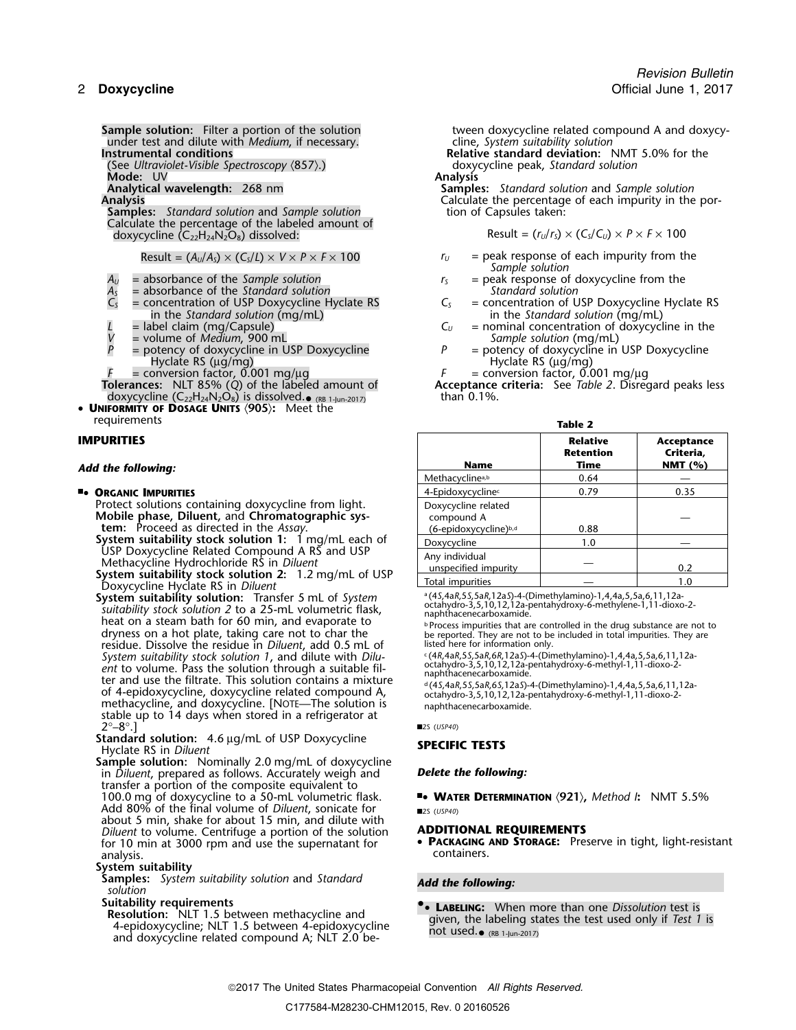**Sample solution:** Filter a portion of the solution under test and dilute with *Medium*, if necessary.

**Instrumental conditions**

(See *Ultraviolet-Visible Spectroscopy* ⟨857⟩.)

**Mode:** UV

**Analytical wavelength:** 268 nm

**Analysis**

**Samples:** *Standard solution* and *Sample solution*

Calculate the percentage of the labeled amount of doxycycline ($C_{22}H_{24}N_2O_8$) dissolved:

$$\text{Result} = (A_U/A_S) \times (C_S/L) \times V \times P \times F \times 100$$

$A_U$ = absorbance of the *Sample solution*

$A_S$ = absorbance of the *Standard solution*

$C_S$ = concentration of USP Doxycycline Hyclate RS in the *Standard solution* (mg/mL)

$L$ = label claim (mg/Capsule)

$V$ = volume of *Medium*, 900 mL

$P$ = potency of doxycycline in USP Doxycycline Hyclate RS (µg/mg)

$F$ = conversion factor, 0.001 mg/µg

**Tolerances:** NLT 85% (*Q*) of the labeled amount of doxycycline ($C_{22}H_{24}N_2O_8$) is dissolved.● (RB 1-Jun-2017)

- **Uniformity of Dosage Units** ⟨905⟩: Meet the requirements

## IMPURITIES

*Add the following:*

■● **Organic Impurities**

Protect solutions containing doxycycline from light.

**Mobile phase, Diluent,** and **Chromatographic system:** Proceed as directed in the *Assay*.

**System suitability stock solution 1:** 1 mg/mL each of USP Doxycycline Related Compound A RS and USP Methacycline Hydrochloride RS in *Diluent*

**System suitability stock solution 2:** 1.2 mg/mL of USP Doxycycline Hyclate RS in *Diluent*

**System suitability solution:** Transfer 5 mL of *System suitability stock solution 2* to a 25-mL volumetric flask, heat on a steam bath for 60 min, and evaporate to dryness on a hot plate, taking care not to char the residue. Dissolve the residue in *Diluent*, add 0.5 mL of *System suitability stock solution 1*, and dilute with *Diluent* to volume. Pass the solution through a suitable filter and use the filtrate. This solution contains a mixture of 4-epidoxycycline, doxycycline related compound A, methacycline, and doxycycline. [Note—The solution is stable up to 14 days when stored in a refrigerator at 2°–8°.]

**Standard solution:** 4.6 µg/mL of USP Doxycycline Hyclate RS in *Diluent*

**Sample solution:** Nominally 2.0 mg/mL of doxycycline in *Diluent*, prepared as follows. Accurately weigh and transfer a portion of the composite equivalent to 100.0 mg of doxycycline to a 50-mL volumetric flask. Add 80% of the final volume of *Diluent*, sonicate for about 5 min, shake for about 15 min, and dilute with *Diluent* to volume. Centrifuge a portion of the solution for 10 min at 3000 rpm and use the supernatant for analysis.

**System suitability**

**Samples:** *System suitability solution* and *Standard solution*

**Suitability requirements**

**Resolution:** NLT 1.5 between methacycline and 4-epidoxycycline; NLT 1.5 between 4-epidoxycycline and doxycycline related compound A; NLT 2.0 between doxycycline related compound A and doxycycline, *System suitability solution*

**Relative standard deviation:** NMT 5.0% for the doxycycline peak, *Standard solution*

**Analysis**

**Samples:** *Standard solution* and *Sample solution*

Calculate the percentage of each impurity in the portion of Capsules taken:

$$\text{Result} = (r_U/r_S) \times (C_S/C_U) \times P \times F \times 100$$

$r_U$ = peak response of each impurity from the *Sample solution*

$r_S$ = peak response of doxycycline from the *Standard solution*

$C_S$ = concentration of USP Doxycycline Hyclate RS in the *Standard solution* (mg/mL)

$C_U$ = nominal concentration of doxycycline in the *Sample solution* (mg/mL)

$P$ = potency of doxycycline in USP Doxycycline Hyclate RS (µg/mg)

$F$ = conversion factor, 0.001 mg/µg

**Acceptance criteria:** See *Table 2*. Disregard peaks less than 0.1%.

**Table 2**

| Name | Relative Retention Time | Acceptance Criteria, NMT (%) |
|---|---|---|
| Methacycline[a,b] | 0.64 | — |
| 4-Epidoxycycline[c] | 0.79 | 0.35 |
| Doxycycline related compound A (6-epidoxycycline)[b,d] | 0.88 | — |
| Doxycycline | 1.0 | — |
| Any individual unspecified impurity | — | 0.2 |
| Total impurities | — | 1.0 |

[a] (4*S*,4a*R*,5*S*,5a*R*,12a*S*)-4-(Dimethylamino)-1,4,4a,5,5a,6,11,12a-octahydro-3,5,10,12,12a-pentahydroxy-6-methylene-1,11-dioxo-2-naphthacenecarboxamide.

[b] Process impurities that are controlled in the drug substance are not to be reported. They are not to be included in total impurities. They are listed here for information only.

[c] (4*R*,4a*R*,5*S*,5a*R*,6*R*,12a*S*)-4-(Dimethylamino)-1,4,4a,5,5a,6,11,12a-octahydro-3,5,10,12,12a-pentahydroxy-6-methyl-1,11-dioxo-2-naphthacenecarboxamide.

[d] (4*S*,4a*R*,5*S*,5a*R*,6*S*,12a*S*)-4-(Dimethylamino)-1,4,4a,5,5a,6,11,12a-octahydro-3,5,10,12,12a-pentahydroxy-6-methyl-1,11-dioxo-2-naphthacenecarboxamide.

■2S (USP40)

## SPECIFIC TESTS

*Delete the following:*

■● **Water Determination** ⟨921⟩, *Method I*: NMT 5.5%

■2S (USP40)

## ADDITIONAL REQUIREMENTS

- **Packaging and Storage:** Preserve in tight, light-resistant containers.

*Add the following:*

●● **Labeling:** When more than one *Dissolution* test is given, the labeling states the test used only if *Test 1* is not used.● (RB 1-Jun-2017)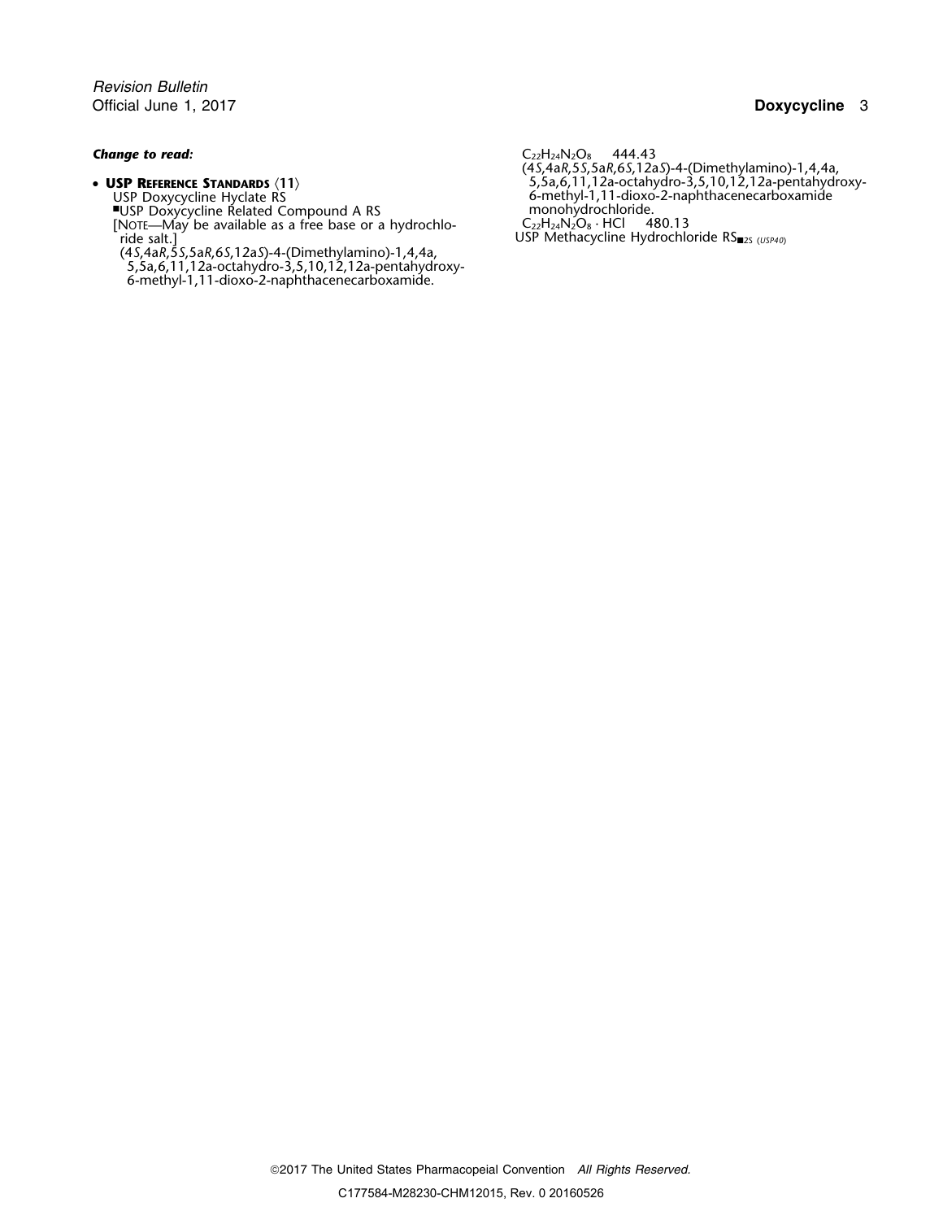***Change to read:***

- **USP Reference Standards** ⟨11⟩
  USP Doxycycline Hyclate RS
  ■USP Doxycycline Related Compound A RS
  [Note—May be available as a free base or a hydrochloride salt.]
  (4*S*,4a*R*,5*S*,5a*R*,6*S*,12a*S*)-4-(Dimethylamino)-1,4,4a,5,5a,6,11,12a-octahydro-3,5,10,12,12a-pentahydroxy-6-methyl-1,11-dioxo-2-naphthacenecarboxamide.
  $C_{22}H_{24}N_2O_8$ 444.43
  (4*S*,4a*R*,5*S*,5a*R*,6*S*,12a*S*)-4-(Dimethylamino)-1,4,4a,5,5a,6,11,12a-octahydro-3,5,10,12,12a-pentahydroxy-6-methyl-1,11-dioxo-2-naphthacenecarboxamide monohydrochloride.
  $C_{22}H_{24}N_2O_8 \cdot HCl$ 480.13
  USP Methacycline Hydrochloride RS■2S (USP40)